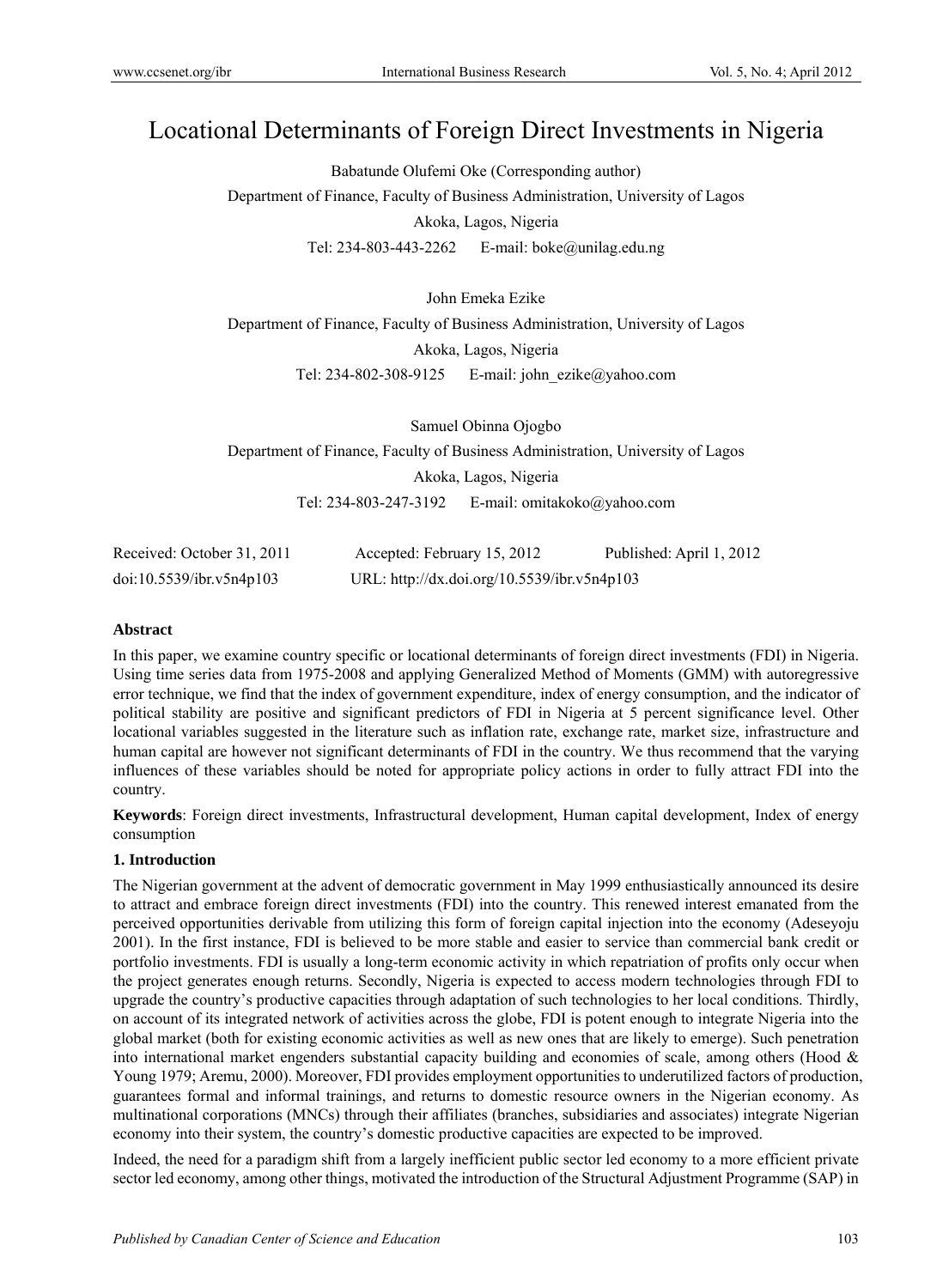# Locational Determinants of Foreign Direct Investments in Nigeria

Babatunde Olufemi Oke (Corresponding author)

Department of Finance, Faculty of Business Administration, University of Lagos

Akoka, Lagos, Nigeria

Tel: 234-803-443-2262 E-mail: boke@unilag.edu.ng

John Emeka Ezike

Department of Finance, Faculty of Business Administration, University of Lagos

Akoka, Lagos, Nigeria

Tel: 234-802-308-9125 E-mail: john_ezike@yahoo.com

Samuel Obinna Ojogbo

Department of Finance, Faculty of Business Administration, University of Lagos

Akoka, Lagos, Nigeria

Tel: 234-803-247-3192 E-mail: omitakoko@yahoo.com

Received: October 31, 2011 Accepted: February 15, 2012 Published: April 1, 2012

doi:10.5539/ibr.v5n4p103 URL: http://dx.doi.org/10.5539/ibr.v5n4p103

## Abstract

In this paper, we examine country specific or locational determinants of foreign direct investments (FDI) in Nigeria. Using time series data from 1975-2008 and applying Generalized Method of Moments (GMM) with autoregressive error technique, we find that the index of government expenditure, index of energy consumption, and the indicator of political stability are positive and significant predictors of FDI in Nigeria at 5 percent significance level. Other locational variables suggested in the literature such as inflation rate, exchange rate, market size, infrastructure and human capital are however not significant determinants of FDI in the country. We thus recommend that the varying influences of these variables should be noted for appropriate policy actions in order to fully attract FDI into the country.

**Keywords**: Foreign direct investments, Infrastructural development, Human capital development, Index of energy consumption

## 1. Introduction

The Nigerian government at the advent of democratic government in May 1999 enthusiastically announced its desire to attract and embrace foreign direct investments (FDI) into the country. This renewed interest emanated from the perceived opportunities derivable from utilizing this form of foreign capital injection into the economy (Adeseyoju 2001). In the first instance, FDI is believed to be more stable and easier to service than commercial bank credit or portfolio investments. FDI is usually a long-term economic activity in which repatriation of profits only occur when the project generates enough returns. Secondly, Nigeria is expected to access modern technologies through FDI to upgrade the country's productive capacities through adaptation of such technologies to her local conditions. Thirdly, on account of its integrated network of activities across the globe, FDI is potent enough to integrate Nigeria into the global market (both for existing economic activities as well as new ones that are likely to emerge). Such penetration into international market engenders substantial capacity building and economies of scale, among others (Hood & Young 1979; Aremu, 2000). Moreover, FDI provides employment opportunities to underutilized factors of production, guarantees formal and informal trainings, and returns to domestic resource owners in the Nigerian economy. As multinational corporations (MNCs) through their affiliates (branches, subsidiaries and associates) integrate Nigerian economy into their system, the country's domestic productive capacities are expected to be improved.

Indeed, the need for a paradigm shift from a largely inefficient public sector led economy to a more efficient private sector led economy, among other things, motivated the introduction of the Structural Adjustment Programme (SAP) in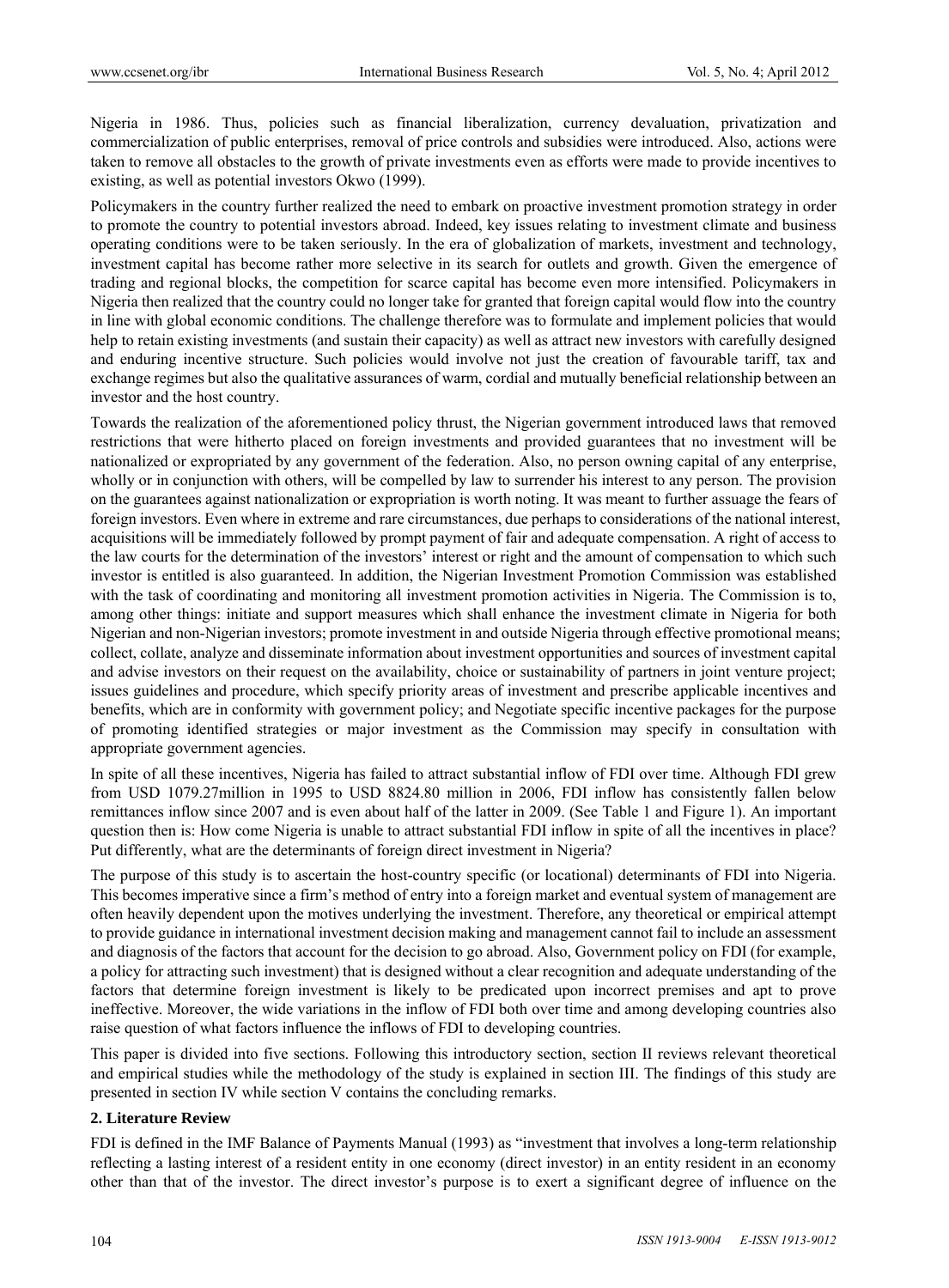Nigeria in 1986. Thus, policies such as financial liberalization, currency devaluation, privatization and commercialization of public enterprises, removal of price controls and subsidies were introduced. Also, actions were taken to remove all obstacles to the growth of private investments even as efforts were made to provide incentives to existing, as well as potential investors Okwo (1999).

Policymakers in the country further realized the need to embark on proactive investment promotion strategy in order to promote the country to potential investors abroad. Indeed, key issues relating to investment climate and business operating conditions were to be taken seriously. In the era of globalization of markets, investment and technology, investment capital has become rather more selective in its search for outlets and growth. Given the emergence of trading and regional blocks, the competition for scarce capital has become even more intensified. Policymakers in Nigeria then realized that the country could no longer take for granted that foreign capital would flow into the country in line with global economic conditions. The challenge therefore was to formulate and implement policies that would help to retain existing investments (and sustain their capacity) as well as attract new investors with carefully designed and enduring incentive structure. Such policies would involve not just the creation of favourable tariff, tax and exchange regimes but also the qualitative assurances of warm, cordial and mutually beneficial relationship between an investor and the host country.

Towards the realization of the aforementioned policy thrust, the Nigerian government introduced laws that removed restrictions that were hitherto placed on foreign investments and provided guarantees that no investment will be nationalized or expropriated by any government of the federation. Also, no person owning capital of any enterprise, wholly or in conjunction with others, will be compelled by law to surrender his interest to any person. The provision on the guarantees against nationalization or expropriation is worth noting. It was meant to further assuage the fears of foreign investors. Even where in extreme and rare circumstances, due perhaps to considerations of the national interest, acquisitions will be immediately followed by prompt payment of fair and adequate compensation. A right of access to the law courts for the determination of the investors' interest or right and the amount of compensation to which such investor is entitled is also guaranteed. In addition, the Nigerian Investment Promotion Commission was established with the task of coordinating and monitoring all investment promotion activities in Nigeria. The Commission is to, among other things: initiate and support measures which shall enhance the investment climate in Nigeria for both Nigerian and non-Nigerian investors; promote investment in and outside Nigeria through effective promotional means; collect, collate, analyze and disseminate information about investment opportunities and sources of investment capital and advise investors on their request on the availability, choice or sustainability of partners in joint venture project; issues guidelines and procedure, which specify priority areas of investment and prescribe applicable incentives and benefits, which are in conformity with government policy; and Negotiate specific incentive packages for the purpose of promoting identified strategies or major investment as the Commission may specify in consultation with appropriate government agencies.

In spite of all these incentives, Nigeria has failed to attract substantial inflow of FDI over time. Although FDI grew from USD 1079.27million in 1995 to USD 8824.80 million in 2006, FDI inflow has consistently fallen below remittances inflow since 2007 and is even about half of the latter in 2009. (See Table 1 and Figure 1). An important question then is: How come Nigeria is unable to attract substantial FDI inflow in spite of all the incentives in place? Put differently, what are the determinants of foreign direct investment in Nigeria?

The purpose of this study is to ascertain the host-country specific (or locational) determinants of FDI into Nigeria. This becomes imperative since a firm's method of entry into a foreign market and eventual system of management are often heavily dependent upon the motives underlying the investment. Therefore, any theoretical or empirical attempt to provide guidance in international investment decision making and management cannot fail to include an assessment and diagnosis of the factors that account for the decision to go abroad. Also, Government policy on FDI (for example, a policy for attracting such investment) that is designed without a clear recognition and adequate understanding of the factors that determine foreign investment is likely to be predicated upon incorrect premises and apt to prove ineffective. Moreover, the wide variations in the inflow of FDI both over time and among developing countries also raise question of what factors influence the inflows of FDI to developing countries.

This paper is divided into five sections. Following this introductory section, section II reviews relevant theoretical and empirical studies while the methodology of the study is explained in section III. The findings of this study are presented in section IV while section V contains the concluding remarks.

## 2. Literature Review

FDI is defined in the IMF Balance of Payments Manual (1993) as "investment that involves a long-term relationship reflecting a lasting interest of a resident entity in one economy (direct investor) in an entity resident in an economy other than that of the investor. The direct investor's purpose is to exert a significant degree of influence on the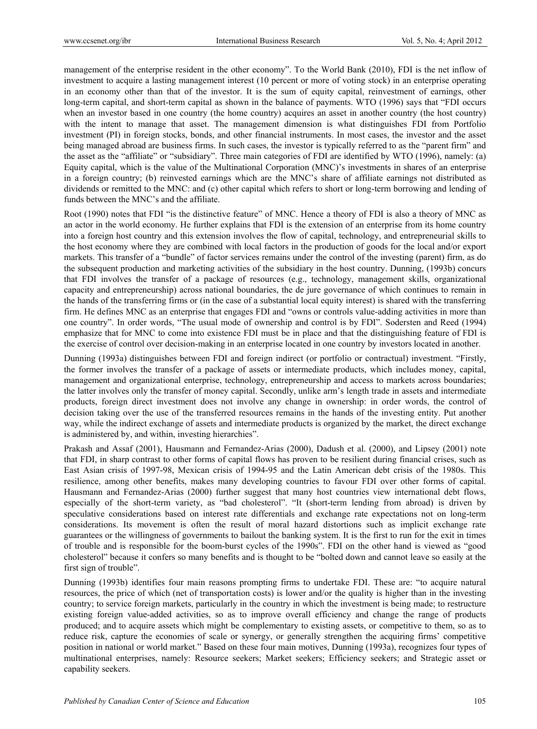management of the enterprise resident in the other economy". To the World Bank (2010), FDI is the net inflow of investment to acquire a lasting management interest (10 percent or more of voting stock) in an enterprise operating in an economy other than that of the investor. It is the sum of equity capital, reinvestment of earnings, other long-term capital, and short-term capital as shown in the balance of payments. WTO (1996) says that "FDI occurs when an investor based in one country (the home country) acquires an asset in another country (the host country) with the intent to manage that asset. The management dimension is what distinguishes FDI from Portfolio investment (PI) in foreign stocks, bonds, and other financial instruments. In most cases, the investor and the asset being managed abroad are business firms. In such cases, the investor is typically referred to as the "parent firm" and the asset as the "affiliate" or "subsidiary". Three main categories of FDI are identified by WTO (1996), namely: (a) Equity capital, which is the value of the Multinational Corporation (MNC)'s investments in shares of an enterprise in a foreign country; (b) reinvested earnings which are the MNC's share of affiliate earnings not distributed as dividends or remitted to the MNC: and (c) other capital which refers to short or long-term borrowing and lending of funds between the MNC's and the affiliate.

Root (1990) notes that FDI "is the distinctive feature" of MNC. Hence a theory of FDI is also a theory of MNC as an actor in the world economy. He further explains that FDI is the extension of an enterprise from its home country into a foreign host country and this extension involves the flow of capital, technology, and entrepreneurial skills to the host economy where they are combined with local factors in the production of goods for the local and/or export markets. This transfer of a "bundle" of factor services remains under the control of the investing (parent) firm, as do the subsequent production and marketing activities of the subsidiary in the host country. Dunning, (1993b) concurs that FDI involves the transfer of a package of resources (e.g., technology, management skills, organizational capacity and entrepreneurship) across national boundaries, the de jure governance of which continues to remain in the hands of the transferring firms or (in the case of a substantial local equity interest) is shared with the transferring firm. He defines MNC as an enterprise that engages FDI and "owns or controls value-adding activities in more than one country". In order words, "The usual mode of ownership and control is by FDI". Sodersten and Reed (1994) emphasize that for MNC to come into existence FDI must be in place and that the distinguishing feature of FDI is the exercise of control over decision-making in an enterprise located in one country by investors located in another.

Dunning (1993a) distinguishes between FDI and foreign indirect (or portfolio or contractual) investment. "Firstly, the former involves the transfer of a package of assets or intermediate products, which includes money, capital, management and organizational enterprise, technology, entrepreneurship and access to markets across boundaries; the latter involves only the transfer of money capital. Secondly, unlike arm's length trade in assets and intermediate products, foreign direct investment does not involve any change in ownership: in order words, the control of decision taking over the use of the transferred resources remains in the hands of the investing entity. Put another way, while the indirect exchange of assets and intermediate products is organized by the market, the direct exchange is administered by, and within, investing hierarchies".

Prakash and Assaf (2001), Hausmann and Fernandez-Arias (2000), Dadush et al. (2000), and Lipsey (2001) note that FDI, in sharp contrast to other forms of capital flows has proven to be resilient during financial crises, such as East Asian crisis of 1997-98, Mexican crisis of 1994-95 and the Latin American debt crisis of the 1980s. This resilience, among other benefits, makes many developing countries to favour FDI over other forms of capital. Hausmann and Fernandez-Arias (2000) further suggest that many host countries view international debt flows, especially of the short-term variety, as "bad cholesterol". "It (short-term lending from abroad) is driven by speculative considerations based on interest rate differentials and exchange rate expectations not on long-term considerations. Its movement is often the result of moral hazard distortions such as implicit exchange rate guarantees or the willingness of governments to bailout the banking system. It is the first to run for the exit in times of trouble and is responsible for the boom-burst cycles of the 1990s". FDI on the other hand is viewed as "good cholesterol" because it confers so many benefits and is thought to be "bolted down and cannot leave so easily at the first sign of trouble".

Dunning (1993b) identifies four main reasons prompting firms to undertake FDI. These are: "to acquire natural resources, the price of which (net of transportation costs) is lower and/or the quality is higher than in the investing country; to service foreign markets, particularly in the country in which the investment is being made; to restructure existing foreign value-added activities, so as to improve overall efficiency and change the range of products produced; and to acquire assets which might be complementary to existing assets, or competitive to them, so as to reduce risk, capture the economies of scale or synergy, or generally strengthen the acquiring firms' competitive position in national or world market." Based on these four main motives, Dunning (1993a), recognizes four types of multinational enterprises, namely: Resource seekers; Market seekers; Efficiency seekers; and Strategic asset or capability seekers.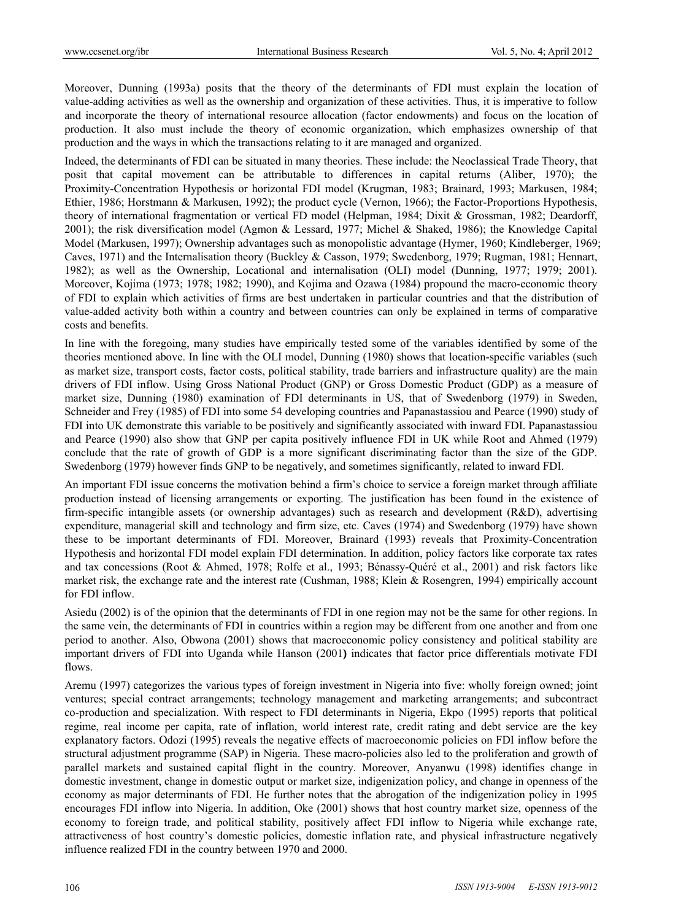Moreover, Dunning (1993a) posits that the theory of the determinants of FDI must explain the location of value-adding activities as well as the ownership and organization of these activities. Thus, it is imperative to follow and incorporate the theory of international resource allocation (factor endowments) and focus on the location of production. It also must include the theory of economic organization, which emphasizes ownership of that production and the ways in which the transactions relating to it are managed and organized.

Indeed, the determinants of FDI can be situated in many theories. These include: the Neoclassical Trade Theory, that posit that capital movement can be attributable to differences in capital returns (Aliber, 1970); the Proximity-Concentration Hypothesis or horizontal FDI model (Krugman, 1983; Brainard, 1993; Markusen, 1984; Ethier, 1986; Horstmann & Markusen, 1992); the product cycle (Vernon, 1966); the Factor-Proportions Hypothesis, theory of international fragmentation or vertical FD model (Helpman, 1984; Dixit & Grossman, 1982; Deardorff, 2001); the risk diversification model (Agmon & Lessard, 1977; Michel & Shaked, 1986); the Knowledge Capital Model (Markusen, 1997); Ownership advantages such as monopolistic advantage (Hymer, 1960; Kindleberger, 1969; Caves, 1971) and the Internalisation theory (Buckley & Casson, 1979; Swedenborg, 1979; Rugman, 1981; Hennart, 1982); as well as the Ownership, Locational and internalisation (OLI) model (Dunning, 1977; 1979; 2001). Moreover, Kojima (1973; 1978; 1982; 1990), and Kojima and Ozawa (1984) propound the macro-economic theory of FDI to explain which activities of firms are best undertaken in particular countries and that the distribution of value-added activity both within a country and between countries can only be explained in terms of comparative costs and benefits.

In line with the foregoing, many studies have empirically tested some of the variables identified by some of the theories mentioned above. In line with the OLI model, Dunning (1980) shows that location-specific variables (such as market size, transport costs, factor costs, political stability, trade barriers and infrastructure quality) are the main drivers of FDI inflow. Using Gross National Product (GNP) or Gross Domestic Product (GDP) as a measure of market size, Dunning (1980) examination of FDI determinants in US, that of Swedenborg (1979) in Sweden, Schneider and Frey (1985) of FDI into some 54 developing countries and Papanastassiou and Pearce (1990) study of FDI into UK demonstrate this variable to be positively and significantly associated with inward FDI. Papanastassiou and Pearce (1990) also show that GNP per capita positively influence FDI in UK while Root and Ahmed (1979) conclude that the rate of growth of GDP is a more significant discriminating factor than the size of the GDP. Swedenborg (1979) however finds GNP to be negatively, and sometimes significantly, related to inward FDI.

An important FDI issue concerns the motivation behind a firm's choice to service a foreign market through affiliate production instead of licensing arrangements or exporting. The justification has been found in the existence of firm-specific intangible assets (or ownership advantages) such as research and development (R&D), advertising expenditure, managerial skill and technology and firm size, etc. Caves (1974) and Swedenborg (1979) have shown these to be important determinants of FDI. Moreover, Brainard (1993) reveals that Proximity-Concentration Hypothesis and horizontal FDI model explain FDI determination. In addition, policy factors like corporate tax rates and tax concessions (Root & Ahmed, 1978; Rolfe et al., 1993; Bénassy-Quéré et al., 2001) and risk factors like market risk, the exchange rate and the interest rate (Cushman, 1988; Klein & Rosengren, 1994) empirically account for FDI inflow.

Asiedu (2002) is of the opinion that the determinants of FDI in one region may not be the same for other regions. In the same vein, the determinants of FDI in countries within a region may be different from one another and from one period to another. Also, Obwona (2001) shows that macroeconomic policy consistency and political stability are important drivers of FDI into Uganda while Hanson (2001) indicates that factor price differentials motivate FDI flows.

Aremu (1997) categorizes the various types of foreign investment in Nigeria into five: wholly foreign owned; joint ventures; special contract arrangements; technology management and marketing arrangements; and subcontract co-production and specialization. With respect to FDI determinants in Nigeria, Ekpo (1995) reports that political regime, real income per capita, rate of inflation, world interest rate, credit rating and debt service are the key explanatory factors. Odozi (1995) reveals the negative effects of macroeconomic policies on FDI inflow before the structural adjustment programme (SAP) in Nigeria. These macro-policies also led to the proliferation and growth of parallel markets and sustained capital flight in the country. Moreover, Anyanwu (1998) identifies change in domestic investment, change in domestic output or market size, indigenization policy, and change in openness of the economy as major determinants of FDI. He further notes that the abrogation of the indigenization policy in 1995 encourages FDI inflow into Nigeria. In addition, Oke (2001) shows that host country market size, openness of the economy to foreign trade, and political stability, positively affect FDI inflow to Nigeria while exchange rate, attractiveness of host country's domestic policies, domestic inflation rate, and physical infrastructure negatively influence realized FDI in the country between 1970 and 2000.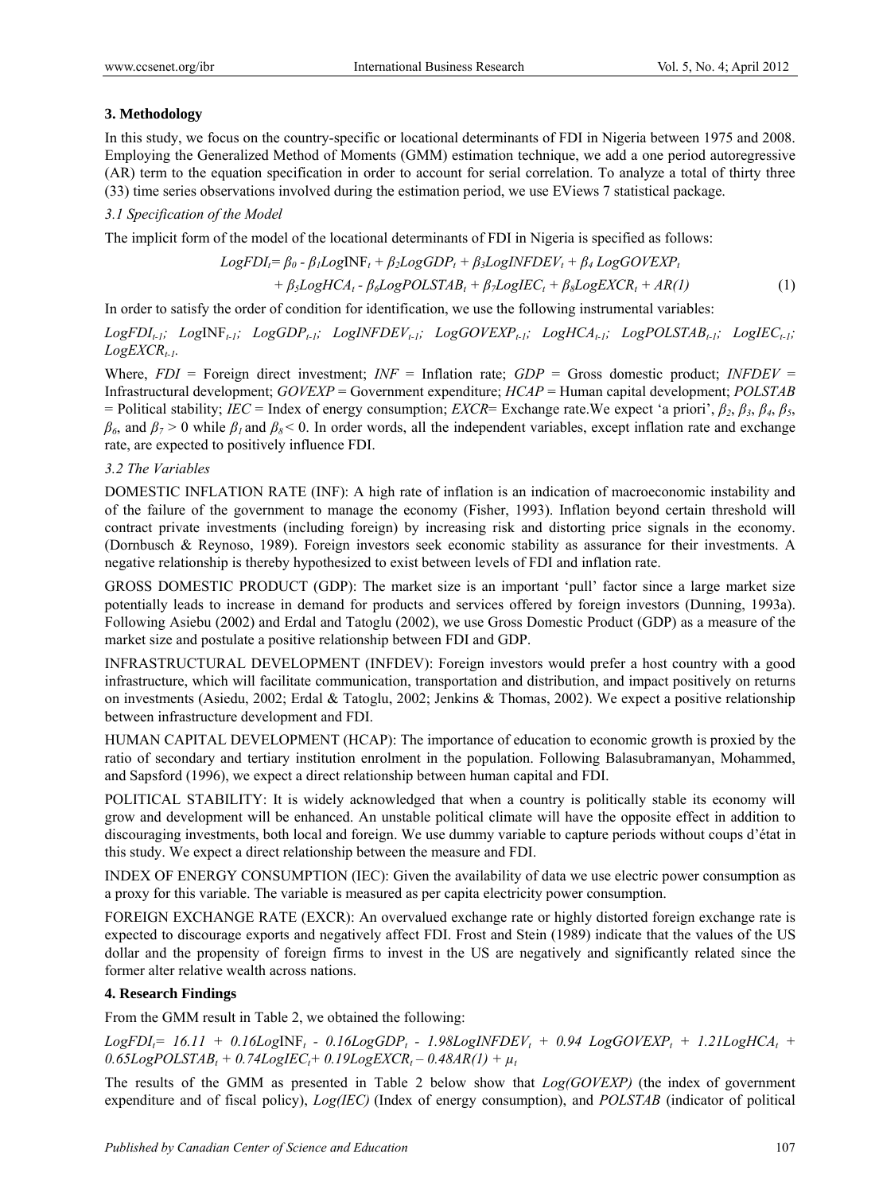### 3. Methodology

In this study, we focus on the country-specific or locational determinants of FDI in Nigeria between 1975 and 2008. Employing the Generalized Method of Moments (GMM) estimation technique, we add a one period autoregressive (AR) term to the equation specification in order to account for serial correlation. To analyze a total of thirty three (33) time series observations involved during the estimation period, we use EViews 7 statistical package.

#### 3.1 Specification of the Model

The implicit form of the model of the locational determinants of FDI in Nigeria is specified as follows:

$$LogFDI_t = \beta_0 - \beta_1 LogINF_t + \beta_2 LogGDP_t + \beta_3 LogINFDEV_t + \beta_4 LogGOVEXP_t + \beta_5 LogHCA_t - \beta_6 LogPOLSTAB_t + \beta_7 LogIEC_t + \beta_8 LogEXCR_t + AR(1) \quad (1)$$

In order to satisfy the order of condition for identification, we use the following instrumental variables:

$LogFDI_{t-1}$; $LogINF_{t-1}$; $LogGDP_{t-1}$; $LogINFDEV_{t-1}$; $LogGOVEXP_{t-1}$; $LogHCA_{t-1}$; $LogPOLSTAB_{t-1}$; $LogIEC_{t-1}$; $LogEXCR_{t-1}$.

Where, *FDI* = Foreign direct investment; *INF* = Inflation rate; *GDP* = Gross domestic product; *INFDEV* = Infrastructural development; *GOVEXP* = Government expenditure; *HCAP* = Human capital development; *POLSTAB* = Political stability; *IEC* = Index of energy consumption; *EXCR*= Exchange rate.We expect 'a priori', $\beta_2$, $\beta_3$, $\beta_4$, $\beta_5$, $\beta_6$, and $\beta_7 > 0$ while $\beta_1$ and $\beta_8 < 0$. In order words, all the independent variables, except inflation rate and exchange rate, are expected to positively influence FDI.

#### 3.2 The Variables

DOMESTIC INFLATION RATE (INF): A high rate of inflation is an indication of macroeconomic instability and of the failure of the government to manage the economy (Fisher, 1993). Inflation beyond certain threshold will contract private investments (including foreign) by increasing risk and distorting price signals in the economy. (Dornbusch & Reynoso, 1989). Foreign investors seek economic stability as assurance for their investments. A negative relationship is thereby hypothesized to exist between levels of FDI and inflation rate.

GROSS DOMESTIC PRODUCT (GDP): The market size is an important 'pull' factor since a large market size potentially leads to increase in demand for products and services offered by foreign investors (Dunning, 1993a). Following Asiebu (2002) and Erdal and Tatoglu (2002), we use Gross Domestic Product (GDP) as a measure of the market size and postulate a positive relationship between FDI and GDP.

INFRASTRUCTURAL DEVELOPMENT (INFDEV): Foreign investors would prefer a host country with a good infrastructure, which will facilitate communication, transportation and distribution, and impact positively on returns on investments (Asiedu, 2002; Erdal & Tatoglu, 2002; Jenkins & Thomas, 2002). We expect a positive relationship between infrastructure development and FDI.

HUMAN CAPITAL DEVELOPMENT (HCAP): The importance of education to economic growth is proxied by the ratio of secondary and tertiary institution enrolment in the population. Following Balasubramanyan, Mohammed, and Sapsford (1996), we expect a direct relationship between human capital and FDI.

POLITICAL STABILITY: It is widely acknowledged that when a country is politically stable its economy will grow and development will be enhanced. An unstable political climate will have the opposite effect in addition to discouraging investments, both local and foreign. We use dummy variable to capture periods without coups d'état in this study. We expect a direct relationship between the measure and FDI.

INDEX OF ENERGY CONSUMPTION (IEC): Given the availability of data we use electric power consumption as a proxy for this variable. The variable is measured as per capita electricity power consumption.

FOREIGN EXCHANGE RATE (EXCR): An overvalued exchange rate or highly distorted foreign exchange rate is expected to discourage exports and negatively affect FDI. Frost and Stein (1989) indicate that the values of the US dollar and the propensity of foreign firms to invest in the US are negatively and significantly related since the former alter relative wealth across nations.

### 4. Research Findings

From the GMM result in Table 2, we obtained the following:

$$LogFDI_t = 16.11 + 0.16LogINF_t - 0.16LogGDP_t - 1.98LogINFDEV_t + 0.94\ LogGOVEXP_t + 1.21LogHCA_t + 0.65LogPOLSTAB_t + 0.74LogIEC_t + 0.19LogEXCR_t - 0.48AR(1) + \mu_t$$

The results of the GMM as presented in Table 2 below show that *Log(GOVEXP)* (the index of government expenditure and of fiscal policy), *Log(IEC)* (Index of energy consumption), and *POLSTAB* (indicator of political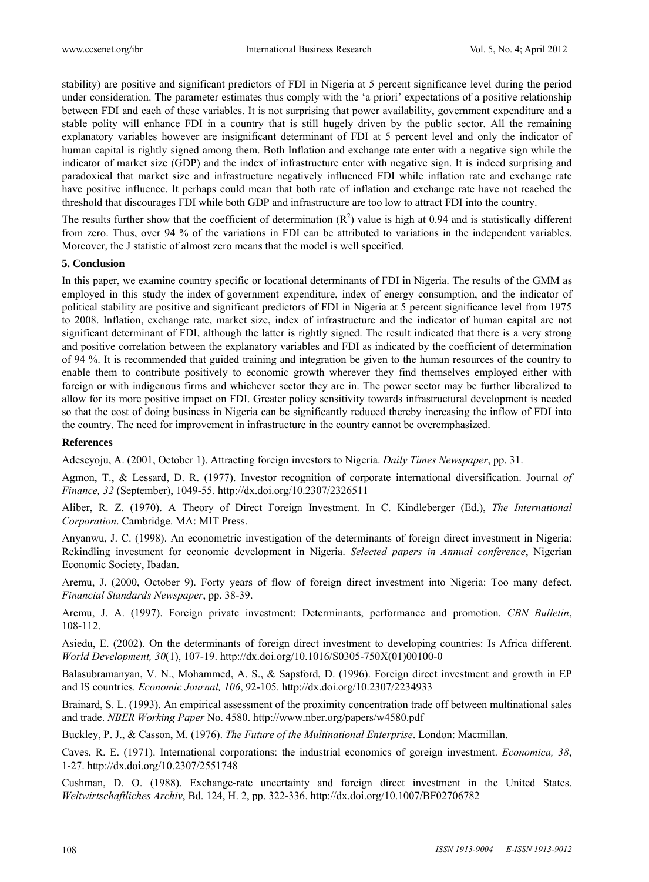stability) are positive and significant predictors of FDI in Nigeria at 5 percent significance level during the period under consideration. The parameter estimates thus comply with the 'a priori' expectations of a positive relationship between FDI and each of these variables. It is not surprising that power availability, government expenditure and a stable polity will enhance FDI in a country that is still hugely driven by the public sector. All the remaining explanatory variables however are insignificant determinant of FDI at 5 percent level and only the indicator of human capital is rightly signed among them. Both Inflation and exchange rate enter with a negative sign while the indicator of market size (GDP) and the index of infrastructure enter with negative sign. It is indeed surprising and paradoxical that market size and infrastructure negatively influenced FDI while inflation rate and exchange rate have positive influence. It perhaps could mean that both rate of inflation and exchange rate have not reached the threshold that discourages FDI while both GDP and infrastructure are too low to attract FDI into the country.

The results further show that the coefficient of determination ($R^2$) value is high at 0.94 and is statistically different from zero. Thus, over 94 % of the variations in FDI can be attributed to variations in the independent variables. Moreover, the J statistic of almost zero means that the model is well specified.

## 5. Conclusion

In this paper, we examine country specific or locational determinants of FDI in Nigeria. The results of the GMM as employed in this study the index of government expenditure, index of energy consumption, and the indicator of political stability are positive and significant predictors of FDI in Nigeria at 5 percent significance level from 1975 to 2008. Inflation, exchange rate, market size, index of infrastructure and the indicator of human capital are not significant determinant of FDI, although the latter is rightly signed. The result indicated that there is a very strong and positive correlation between the explanatory variables and FDI as indicated by the coefficient of determination of 94 %. It is recommended that guided training and integration be given to the human resources of the country to enable them to contribute positively to economic growth wherever they find themselves employed either with foreign or with indigenous firms and whichever sector they are in. The power sector may be further liberalized to allow for its more positive impact on FDI. Greater policy sensitivity towards infrastructural development is needed so that the cost of doing business in Nigeria can be significantly reduced thereby increasing the inflow of FDI into the country. The need for improvement in infrastructure in the country cannot be overemphasized.

## References

Adeseyoju, A. (2001, October 1). Attracting foreign investors to Nigeria. *Daily Times Newspaper*, pp. 31.

Agmon, T., & Lessard, D. R. (1977). Investor recognition of corporate international diversification. Journal *of Finance, 32* (September), 1049-55. http://dx.doi.org/10.2307/2326511

Aliber, R. Z. (1970). A Theory of Direct Foreign Investment. In C. Kindleberger (Ed.), *The International Corporation*. Cambridge. MA: MIT Press.

Anyanwu, J. C. (1998). An econometric investigation of the determinants of foreign direct investment in Nigeria: Rekindling investment for economic development in Nigeria. *Selected papers in Annual conference*, Nigerian Economic Society, Ibadan.

Aremu, J. (2000, October 9). Forty years of flow of foreign direct investment into Nigeria: Too many defect. *Financial Standards Newspaper*, pp. 38-39.

Aremu, J. A. (1997). Foreign private investment: Determinants, performance and promotion. *CBN Bulletin*, 108-112.

Asiedu, E. (2002). On the determinants of foreign direct investment to developing countries: Is Africa different. *World Development, 30*(1), 107-19. http://dx.doi.org/10.1016/S0305-750X(01)00100-0

Balasubramanyan, V. N., Mohammed, A. S., & Sapsford, D. (1996). Foreign direct investment and growth in EP and IS countries. *Economic Journal, 106*, 92-105. http://dx.doi.org/10.2307/2234933

Brainard, S. L. (1993). An empirical assessment of the proximity concentration trade off between multinational sales and trade. *NBER Working Paper* No. 4580. http://www.nber.org/papers/w4580.pdf

Buckley, P. J., & Casson, M. (1976). *The Future of the Multinational Enterprise*. London: Macmillan.

Caves, R. E. (1971). International corporations: the industrial economics of goreign investment. *Economica, 38*, 1-27. http://dx.doi.org/10.2307/2551748

Cushman, D. O. (1988). Exchange-rate uncertainty and foreign direct investment in the United States. *Weltwirtschaftliches Archiv*, Bd. 124, H. 2, pp. 322-336. http://dx.doi.org/10.1007/BF02706782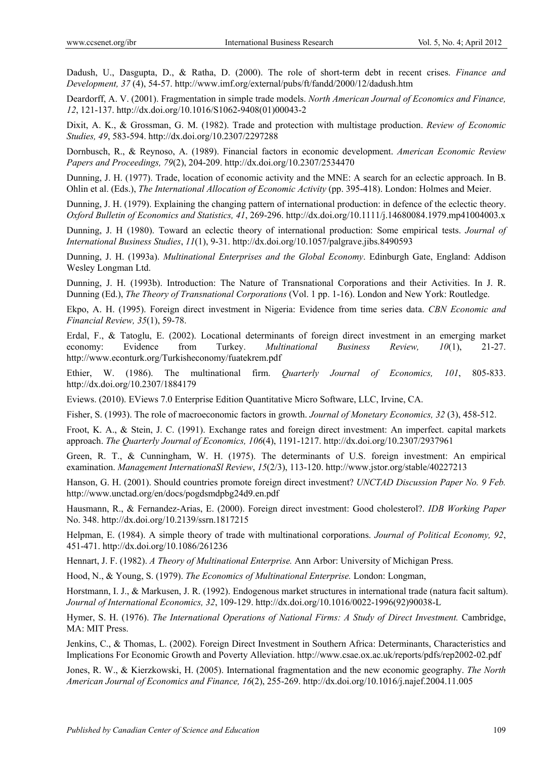Dadush, U., Dasgupta, D., & Ratha, D. (2000). The role of short-term debt in recent crises. *Finance and Development, 37* (4), 54-57. http://www.imf.org/external/pubs/ft/fandd/2000/12/dadush.htm

Deardorff, A. V. (2001). Fragmentation in simple trade models. *North American Journal of Economics and Finance, 12*, 121-137. http://dx.doi.org/10.1016/S1062-9408(01)00043-2

Dixit, A. K., & Grossman, G. M. (1982). Trade and protection with multistage production. *Review of Economic Studies, 49*, 583-594. http://dx.doi.org/10.2307/2297288

Dornbusch, R., & Reynoso, A. (1989). Financial factors in economic development. *American Economic Review Papers and Proceedings, 79*(2), 204-209. http://dx.doi.org/10.2307/2534470

Dunning, J. H. (1977). Trade, location of economic activity and the MNE: A search for an eclectic approach. In B. Ohlin et al. (Eds.), *The International Allocation of Economic Activity* (pp. 395-418). London: Holmes and Meier.

Dunning, J. H. (1979). Explaining the changing pattern of international production: in defence of the eclectic theory. *Oxford Bulletin of Economics and Statistics, 41*, 269-296. http://dx.doi.org/10.1111/j.14680084.1979.mp41004003.x

Dunning, J. H (1980). Toward an eclectic theory of international production: Some empirical tests. *Journal of International Business Studies*, *11*(1), 9-31. http://dx.doi.org/10.1057/palgrave.jibs.8490593

Dunning, J. H. (1993a). *Multinational Enterprises and the Global Economy*. Edinburgh Gate, England: Addison Wesley Longman Ltd.

Dunning, J. H. (1993b). Introduction: The Nature of Transnational Corporations and their Activities. In J. R. Dunning (Ed.), *The Theory of Transnational Corporations* (Vol. 1 pp. 1-16). London and New York: Routledge.

Ekpo, A. H. (1995). Foreign direct investment in Nigeria: Evidence from time series data. *CBN Economic and Financial Review, 35*(1), 59-78.

Erdal, F., & Tatoglu, E. (2002). Locational determinants of foreign direct investment in an emerging market economy: Evidence from Turkey. *Multinational Business Review, 10*(1), 21-27. http://www.econturk.org/Turkisheconomy/fuatekrem.pdf

Ethier, W. (1986). The multinational firm. *Quarterly Journal of Economics, 101*, 805-833. http://dx.doi.org/10.2307/1884179

Eviews. (2010). EViews 7.0 Enterprise Edition Quantitative Micro Software, LLC, Irvine, CA.

Fisher, S. (1993). The role of macroeconomic factors in growth. *Journal of Monetary Economics, 32* (3), 458-512.

Froot, K. A., & Stein, J. C. (1991). Exchange rates and foreign direct investment: An imperfect. capital markets approach. *The Quarterly Journal of Economics, 106*(4), 1191-1217. http://dx.doi.org/10.2307/2937961

Green, R. T., & Cunningham, W. H. (1975). The determinants of U.S. foreign investment: An empirical examination. *Management InternationaSl Review*, *15*(2/3), 113-120. http://www.jstor.org/stable/40227213

Hanson, G. H. (2001). Should countries promote foreign direct investment? *UNCTAD Discussion Paper No. 9 Feb.* http://www.unctad.org/en/docs/pogdsmdpbg24d9.en.pdf

Hausmann, R., & Fernandez-Arias, E. (2000). Foreign direct investment: Good cholesterol?. *IDB Working Paper* No. 348. http://dx.doi.org/10.2139/ssrn.1817215

Helpman, E. (1984). A simple theory of trade with multinational corporations. *Journal of Political Economy, 92*, 451-471. http://dx.doi.org/10.1086/261236

Hennart, J. F. (1982). *A Theory of Multinational Enterprise.* Ann Arbor: University of Michigan Press.

Hood, N., & Young, S. (1979). *The Economics of Multinational Enterprise.* London: Longman,

Horstmann, I. J., & Markusen, J. R. (1992). Endogenous market structures in international trade (natura facit saltum). *Journal of International Economics, 32*, 109-129. http://dx.doi.org/10.1016/0022-1996(92)90038-L

Hymer, S. H. (1976). *The International Operations of National Firms: A Study of Direct Investment.* Cambridge, MA: MIT Press.

Jenkins, C., & Thomas, L. (2002). Foreign Direct Investment in Southern Africa: Determinants, Characteristics and Implications For Economic Growth and Poverty Alleviation. http://www.csae.ox.ac.uk/reports/pdfs/rep2002-02.pdf

Jones, R. W., & Kierzkowski, H. (2005). International fragmentation and the new economic geography. *The North American Journal of Economics and Finance, 16*(2), 255-269. http://dx.doi.org/10.1016/j.najef.2004.11.005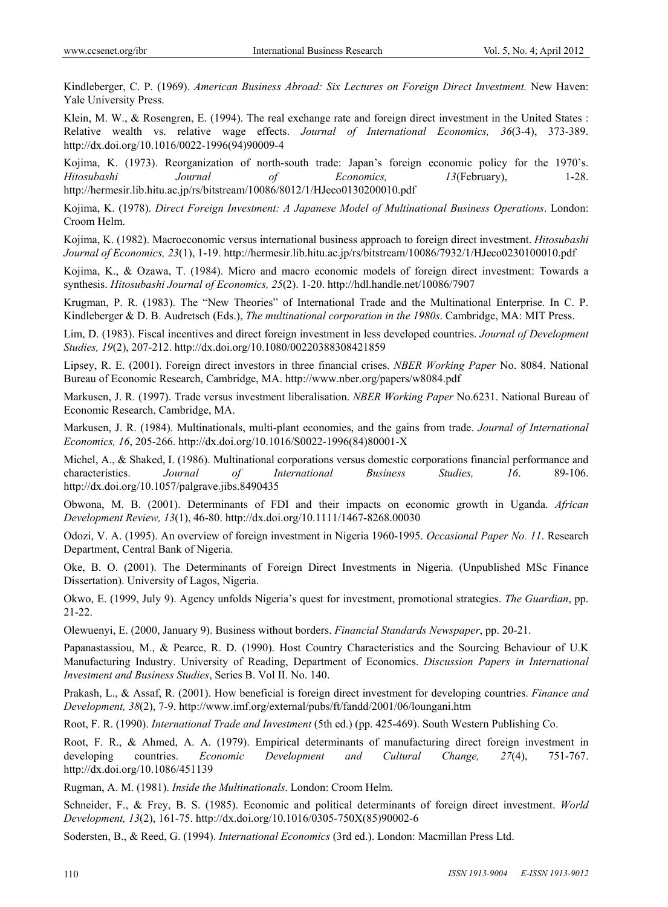Kindleberger, C. P. (1969). *American Business Abroad: Six Lectures on Foreign Direct Investment.* New Haven: Yale University Press.

Klein, M. W., & Rosengren, E. (1994). The real exchange rate and foreign direct investment in the United States : Relative wealth vs. relative wage effects. *Journal of International Economics, 36*(3-4), 373-389. http://dx.doi.org/10.1016/0022-1996(94)90009-4

Kojima, K. (1973). Reorganization of north-south trade: Japan's foreign economic policy for the 1970's. *Hitosubashi Journal of Economics, 13*(February), 1-28. http://hermesir.lib.hitu.ac.jp/rs/bitstream/10086/8012/1/HJeco0130200010.pdf

Kojima, K. (1978). *Direct Foreign Investment: A Japanese Model of Multinational Business Operations*. London: Croom Helm.

Kojima, K. (1982). Macroeconomic versus international business approach to foreign direct investment. *Hitosubashi Journal of Economics, 23*(1), 1-19. http://hermesir.lib.hitu.ac.jp/rs/bitstream/10086/7932/1/HJeco0230100010.pdf

Kojima, K., & Ozawa, T. (1984). Micro and macro economic models of foreign direct investment: Towards a synthesis. *Hitosubashi Journal of Economics, 25*(2). 1-20. http://hdl.handle.net/10086/7907

Krugman, P. R. (1983). The "New Theories" of International Trade and the Multinational Enterprise. In C. P. Kindleberger & D. B. Audretsch (Eds.), *The multinational corporation in the 1980s*. Cambridge, MA: MIT Press.

Lim, D. (1983). Fiscal incentives and direct foreign investment in less developed countries. *Journal of Development Studies, 19*(2), 207-212. http://dx.doi.org/10.1080/00220388308421859

Lipsey, R. E. (2001). Foreign direct investors in three financial crises. *NBER Working Paper* No. 8084. National Bureau of Economic Research, Cambridge, MA. http://www.nber.org/papers/w8084.pdf

Markusen, J. R. (1997). Trade versus investment liberalisation. *NBER Working Paper* No.6231. National Bureau of Economic Research, Cambridge, MA.

Markusen, J. R. (1984). Multinationals, multi-plant economies, and the gains from trade. *Journal of International Economics, 16*, 205-266. http://dx.doi.org/10.1016/S0022-1996(84)80001-X

Michel, A., & Shaked, I. (1986). Multinational corporations versus domestic corporations financial performance and characteristics. *Journal of International Business Studies, 16*. 89-106. http://dx.doi.org/10.1057/palgrave.jibs.8490435

Obwona, M. B. (2001). Determinants of FDI and their impacts on economic growth in Uganda. *African Development Review, 13*(1), 46-80. http://dx.doi.org/10.1111/1467-8268.00030

Odozi, V. A. (1995). An overview of foreign investment in Nigeria 1960-1995. *Occasional Paper No. 11*. Research Department, Central Bank of Nigeria.

Oke, B. O. (2001). The Determinants of Foreign Direct Investments in Nigeria. (Unpublished MSc Finance Dissertation). University of Lagos, Nigeria.

Okwo, E. (1999, July 9). Agency unfolds Nigeria's quest for investment, promotional strategies. *The Guardian*, pp. 21-22.

Olewuenyi, E. (2000, January 9). Business without borders. *Financial Standards Newspaper*, pp. 20-21.

Papanastassiou, M., & Pearce, R. D. (1990). Host Country Characteristics and the Sourcing Behaviour of U.K Manufacturing Industry. University of Reading, Department of Economics. *Discussion Papers in International Investment and Business Studies*, Series B. Vol II. No. 140.

Prakash, L., & Assaf, R. (2001). How beneficial is foreign direct investment for developing countries. *Finance and Development, 38*(2), 7-9. http://www.imf.org/external/pubs/ft/fandd/2001/06/loungani.htm

Root, F. R. (1990). *International Trade and Investment* (5th ed.) (pp. 425-469). South Western Publishing Co.

Root, F. R., & Ahmed, A. A. (1979). Empirical determinants of manufacturing direct foreign investment in developing countries. *Economic Development and Cultural Change, 27*(4), 751-767. http://dx.doi.org/10.1086/451139

Rugman, A. M. (1981). *Inside the Multinationals*. London: Croom Helm.

Schneider, F., & Frey, B. S. (1985). Economic and political determinants of foreign direct investment. *World Development, 13*(2), 161-75. http://dx.doi.org/10.1016/0305-750X(85)90002-6

Sodersten, B., & Reed, G. (1994). *International Economics* (3rd ed.). London: Macmillan Press Ltd.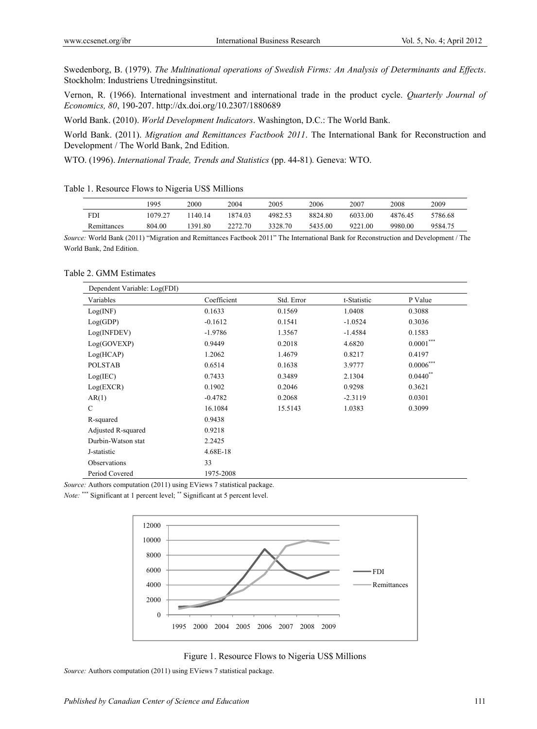Swedenborg, B. (1979). *The Multinational operations of Swedish Firms: An Analysis of Determinants and Effects*. Stockholm: Industriens Utredningsinstitut.

Vernon, R. (1966). International investment and international trade in the product cycle. *Quarterly Journal of Economics, 80*, 190-207. http://dx.doi.org/10.2307/1880689

World Bank. (2010). *World Development Indicators*. Washington, D.C.: The World Bank.

World Bank. (2011). *Migration and Remittances Factbook 2011*. The International Bank for Reconstruction and Development / The World Bank, 2nd Edition.

WTO. (1996). *International Trade, Trends and Statistics* (pp. 44-81). Geneva: WTO.

Table 1. Resource Flows to Nigeria US$ Millions

| | 1995 | 2000 | 2004 | 2005 | 2006 | 2007 | 2008 | 2009 |
|---|---|---|---|---|---|---|---|---|
| FDI | 1079.27 | 1140.14 | 1874.03 | 4982.53 | 8824.80 | 6033.00 | 4876.45 | 5786.68 |
| Remittances | 804.00 | 1391.80 | 2272.70 | 3328.70 | 5435.00 | 9221.00 | 9980.00 | 9584.75 |

*Source:* World Bank (2011) "Migration and Remittances Factbook 2011" The International Bank for Reconstruction and Development / The World Bank, 2nd Edition.

Table 2. GMM Estimates

| Dependent Variable: Log(FDI) | | | | |
|---|---|---|---|---|
| Variables | Coefficient | Std. Error | t-Statistic | P Value |
| Log(INF) | 0.1633 | 0.1569 | 1.0408 | 0.3088 |
| Log(GDP) | -0.1612 | 0.1541 | -1.0524 | 0.3036 |
| Log(INFDEV) | -1.9786 | 1.3567 | -1.4584 | 0.1583 |
| Log(GOVEXP) | 0.9449 | 0.2018 | 4.6820 | 0.0001*** |
| Log(HCAP) | 1.2062 | 1.4679 | 0.8217 | 0.4197 |
| POLSTAB | 0.6514 | 0.1638 | 3.9777 | 0.0006*** |
| Log(IEC) | 0.7433 | 0.3489 | 2.1304 | 0.0440** |
| Log(EXCR) | 0.1902 | 0.2046 | 0.9298 | 0.3621 |
| AR(1) | -0.4782 | 0.2068 | -2.3119 | 0.0301 |
| C | 16.1084 | 15.5143 | 1.0383 | 0.3099 |
| R-squared | 0.9438 | | | |
| Adjusted R-squared | 0.9218 | | | |
| Durbin-Watson stat | 2.2425 | | | |
| J-statistic | 4.68E-18 | | | |
| Observations | 33 | | | |
| Period Covered | 1975-2008 | | | |

*Source:* Authors computation (2011) using EViews 7 statistical package.

*Note:* *** Significant at 1 percent level; ** Significant at 5 percent level.

12000
10000
8000
6000
4000
2000
0
1995 2000 2004 2005 2006 2007 2008 2009
FDI
Remittances

Figure 1. Resource Flows to Nigeria US$ Millions

*Source:* Authors computation (2011) using EViews 7 statistical package.